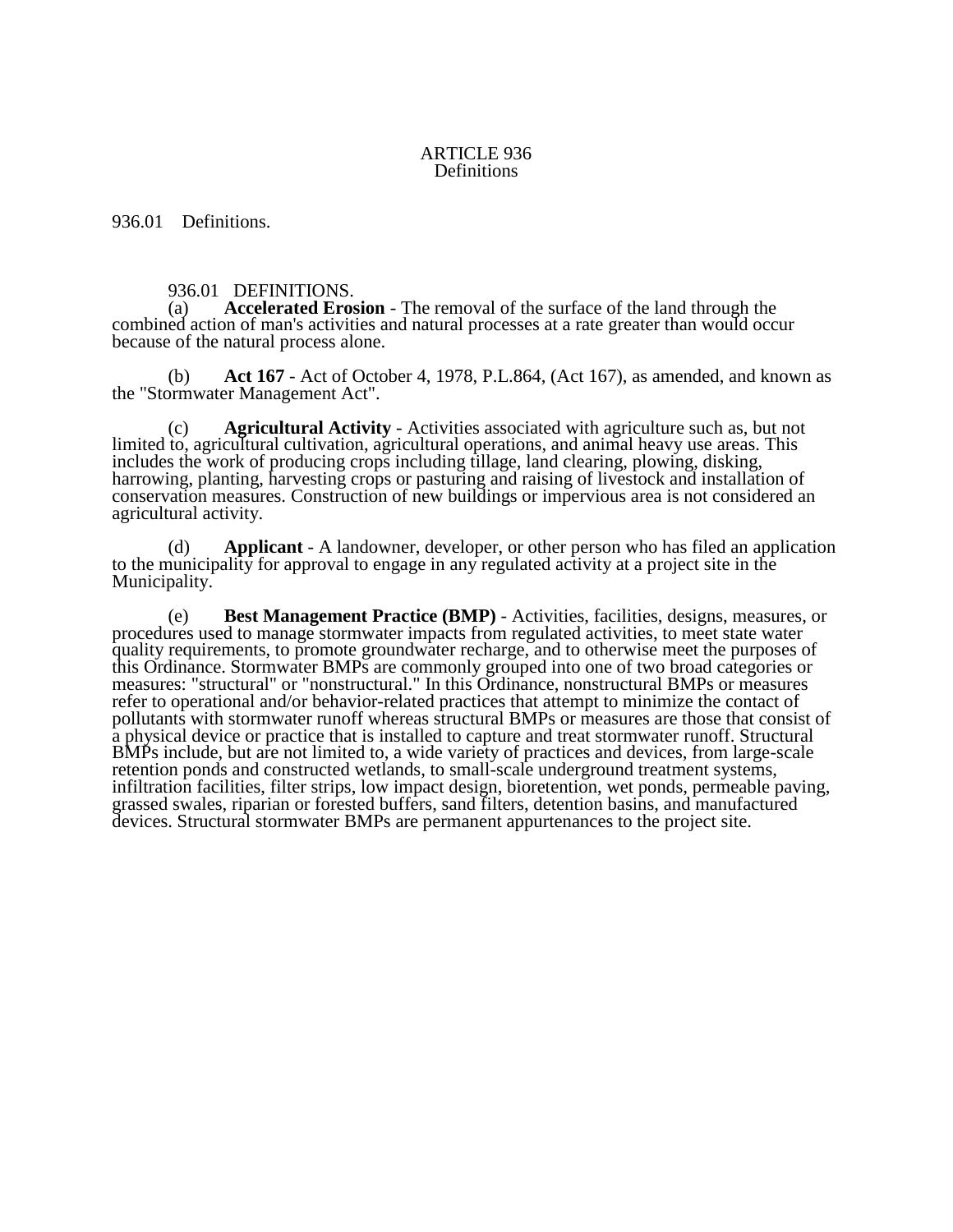# ARTICLE 936
## Definitions

936.01 Definitions.

936.01 DEFINITIONS.

(a) **Accelerated Erosion** - The removal of the surface of the land through the combined action of man's activities and natural processes at a rate greater than would occur because of the natural process alone.

(b) **Act 167** - Act of October 4, 1978, P.L.864, (Act 167), as amended, and known as the "Stormwater Management Act".

(c) **Agricultural Activity** - Activities associated with agriculture such as, but not limited to, agricultural cultivation, agricultural operations, and animal heavy use areas. This includes the work of producing crops including tillage, land clearing, plowing, disking, harrowing, planting, harvesting crops or pasturing and raising of livestock and installation of conservation measures. Construction of new buildings or impervious area is not considered an agricultural activity.

(d) **Applicant** - A landowner, developer, or other person who has filed an application to the municipality for approval to engage in any regulated activity at a project site in the Municipality.

(e) **Best Management Practice (BMP)** - Activities, facilities, designs, measures, or procedures used to manage stormwater impacts from regulated activities, to meet state water quality requirements, to promote groundwater recharge, and to otherwise meet the purposes of this Ordinance. Stormwater BMPs are commonly grouped into one of two broad categories or measures: "structural" or "nonstructural." In this Ordinance, nonstructural BMPs or measures refer to operational and/or behavior-related practices that attempt to minimize the contact of pollutants with stormwater runoff whereas structural BMPs or measures are those that consist of a physical device or practice that is installed to capture and treat stormwater runoff. Structural BMPs include, but are not limited to, a wide variety of practices and devices, from large-scale retention ponds and constructed wetlands, to small-scale underground treatment systems, infiltration facilities, filter strips, low impact design, bioretention, wet ponds, permeable paving, grassed swales, riparian or forested buffers, sand filters, detention basins, and manufactured devices. Structural stormwater BMPs are permanent appurtenances to the project site.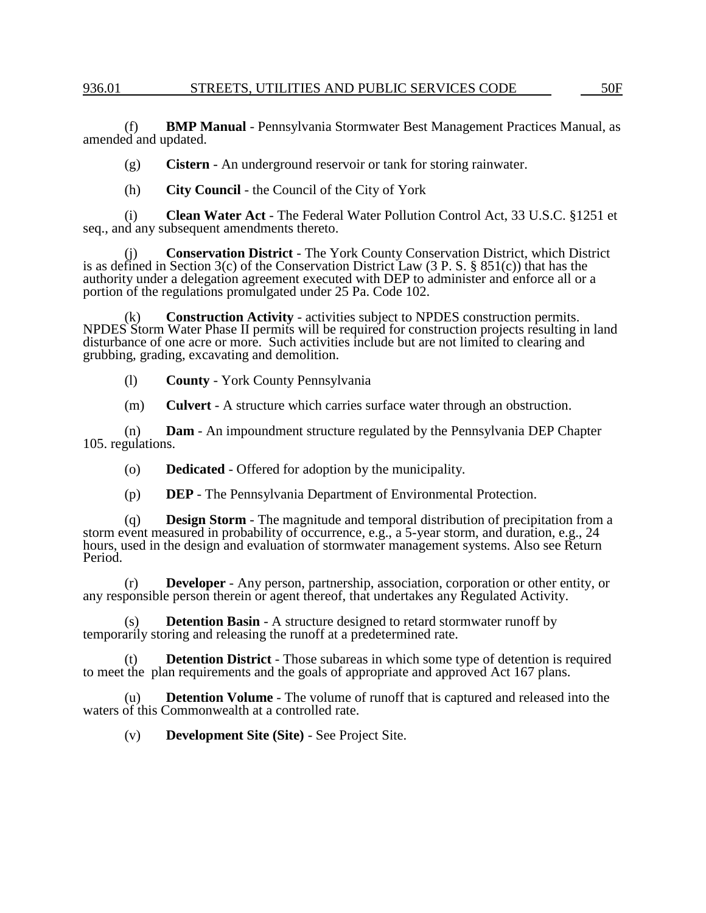(f) **BMP Manual** - Pennsylvania Stormwater Best Management Practices Manual, as amended and updated.

(g) **Cistern** - An underground reservoir or tank for storing rainwater.

(h) **City Council** - the Council of the City of York

(i) **Clean Water Act** - The Federal Water Pollution Control Act, 33 U.S.C. §1251 et seq., and any subsequent amendments thereto.

(j) **Conservation District** - The York County Conservation District, which District is as defined in Section 3(c) of the Conservation District Law (3 P. S. § 851(c)) that has the authority under a delegation agreement executed with DEP to administer and enforce all or a portion of the regulations promulgated under 25 Pa. Code 102.

(k) **Construction Activity** - activities subject to NPDES construction permits. NPDES Storm Water Phase II permits will be required for construction projects resulting in land disturbance of one acre or more. Such activities include but are not limited to clearing and grubbing, grading, excavating and demolition.

(l) **County** - York County Pennsylvania

(m) **Culvert** - A structure which carries surface water through an obstruction.

(n) **Dam** - An impoundment structure regulated by the Pennsylvania DEP Chapter 105. regulations.

(o) **Dedicated** - Offered for adoption by the municipality.

(p) **DEP** - The Pennsylvania Department of Environmental Protection.

(q) **Design Storm** - The magnitude and temporal distribution of precipitation from a storm event measured in probability of occurrence, e.g., a 5-year storm, and duration, e.g., 24 hours, used in the design and evaluation of stormwater management systems. Also see Return Period.

(r) **Developer** - Any person, partnership, association, corporation or other entity, or any responsible person therein or agent thereof, that undertakes any Regulated Activity.

(s) **Detention Basin** - A structure designed to retard stormwater runoff by temporarily storing and releasing the runoff at a predetermined rate.

(t) **Detention District** - Those subareas in which some type of detention is required to meet the plan requirements and the goals of appropriate and approved Act 167 plans.

(u) **Detention Volume** - The volume of runoff that is captured and released into the waters of this Commonwealth at a controlled rate.

(v) **Development Site (Site)** - See Project Site.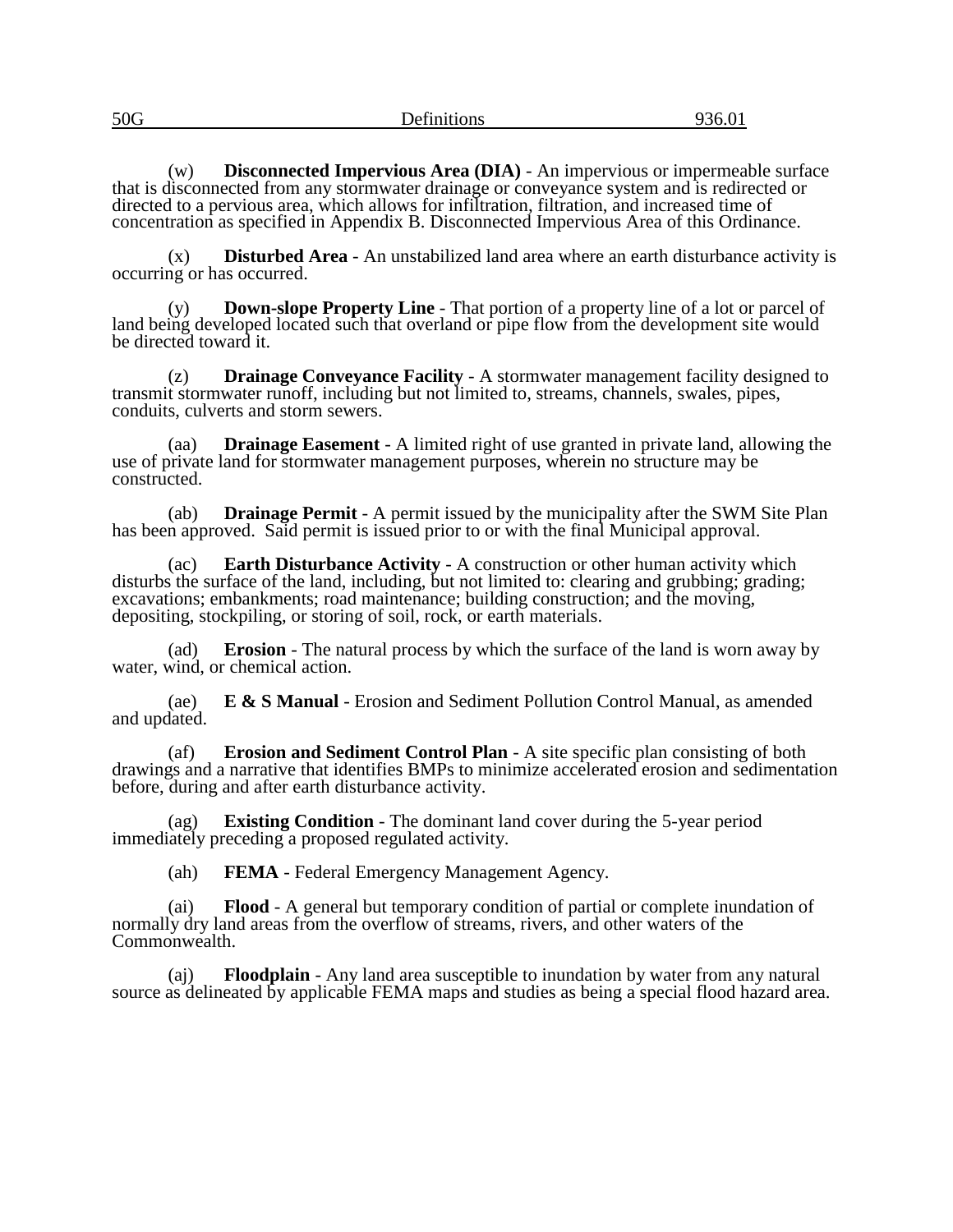(w) **Disconnected Impervious Area (DIA)** - An impervious or impermeable surface that is disconnected from any stormwater drainage or conveyance system and is redirected or directed to a pervious area, which allows for infiltration, filtration, and increased time of concentration as specified in Appendix B. Disconnected Impervious Area of this Ordinance.

(x) **Disturbed Area** - An unstabilized land area where an earth disturbance activity is occurring or has occurred.

(y) **Down-slope Property Line** - That portion of a property line of a lot or parcel of land being developed located such that overland or pipe flow from the development site would be directed toward it.

(z) **Drainage Conveyance Facility** - A stormwater management facility designed to transmit stormwater runoff, including but not limited to, streams, channels, swales, pipes, conduits, culverts and storm sewers.

(aa) **Drainage Easement** - A limited right of use granted in private land, allowing the use of private land for stormwater management purposes, wherein no structure may be constructed.

(ab) **Drainage Permit** - A permit issued by the municipality after the SWM Site Plan has been approved. Said permit is issued prior to or with the final Municipal approval.

(ac) **Earth Disturbance Activity** - A construction or other human activity which disturbs the surface of the land, including, but not limited to: clearing and grubbing; grading; excavations; embankments; road maintenance; building construction; and the moving, depositing, stockpiling, or storing of soil, rock, or earth materials.

(ad) **Erosion** - The natural process by which the surface of the land is worn away by water, wind, or chemical action.

(ae) **E & S Manual** - Erosion and Sediment Pollution Control Manual, as amended and updated.

(af) **Erosion and Sediment Control Plan** - A site specific plan consisting of both drawings and a narrative that identifies BMPs to minimize accelerated erosion and sedimentation before, during and after earth disturbance activity.

(ag) **Existing Condition** - The dominant land cover during the 5-year period immediately preceding a proposed regulated activity.

(ah) **FEMA** - Federal Emergency Management Agency.

(ai) **Flood** - A general but temporary condition of partial or complete inundation of normally dry land areas from the overflow of streams, rivers, and other waters of the Commonwealth.

(aj) **Floodplain** - Any land area susceptible to inundation by water from any natural source as delineated by applicable FEMA maps and studies as being a special flood hazard area.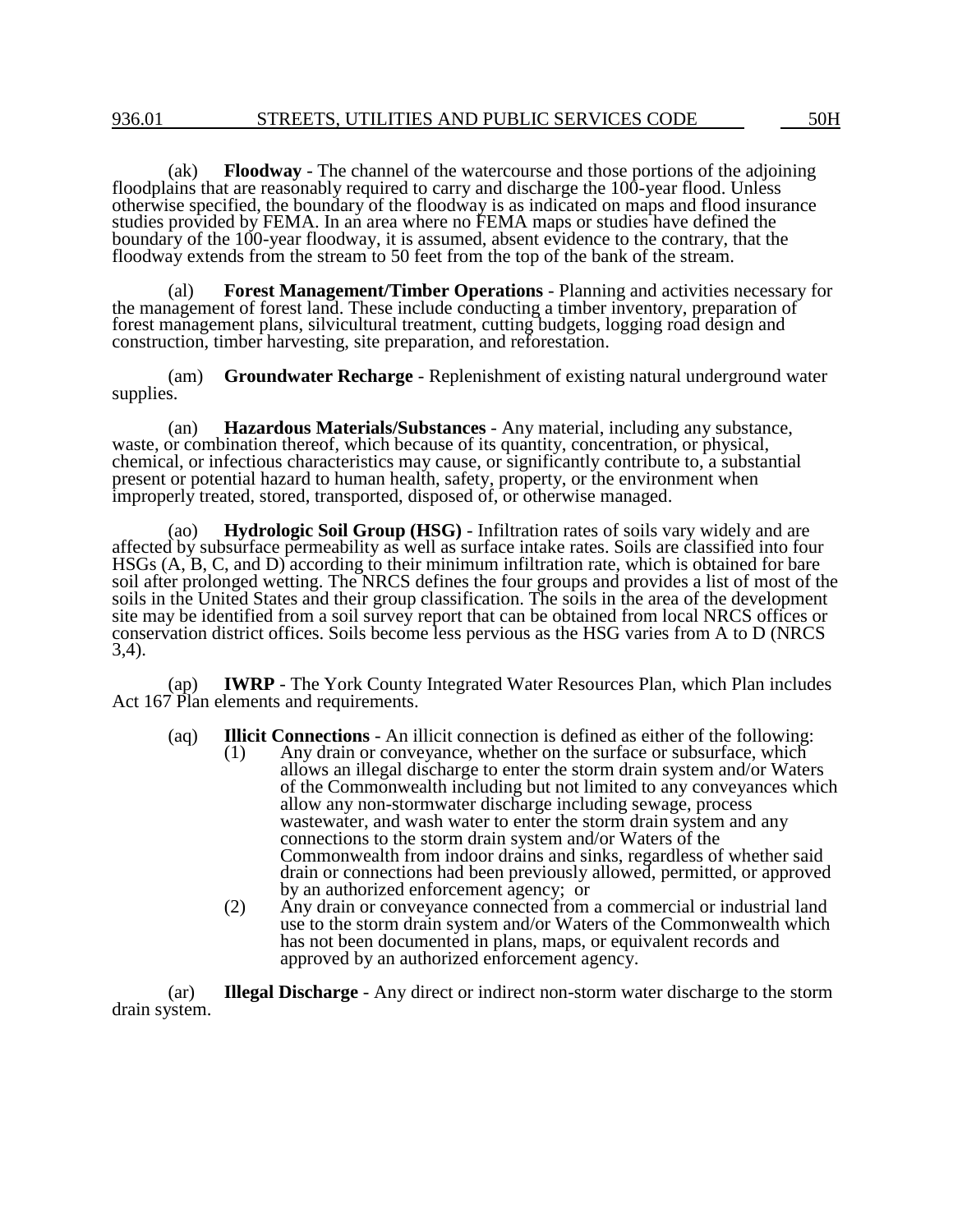(ak) **Floodway** - The channel of the watercourse and those portions of the adjoining floodplains that are reasonably required to carry and discharge the 100-year flood. Unless otherwise specified, the boundary of the floodway is as indicated on maps and flood insurance studies provided by FEMA. In an area where no FEMA maps or studies have defined the boundary of the 100-year floodway, it is assumed, absent evidence to the contrary, that the floodway extends from the stream to 50 feet from the top of the bank of the stream.

(al) **Forest Management/Timber Operations** - Planning and activities necessary for the management of forest land. These include conducting a timber inventory, preparation of forest management plans, silvicultural treatment, cutting budgets, logging road design and construction, timber harvesting, site preparation, and reforestation.

(am) **Groundwater Recharge** - Replenishment of existing natural underground water supplies.

(an) **Hazardous Materials/Substances** - Any material, including any substance, waste, or combination thereof, which because of its quantity, concentration, or physical, chemical, or infectious characteristics may cause, or significantly contribute to, a substantial present or potential hazard to human health, safety, property, or the environment when improperly treated, stored, transported, disposed of, or otherwise managed.

(ao) **Hydrologic Soil Group (HSG)** - Infiltration rates of soils vary widely and are affected by subsurface permeability as well as surface intake rates. Soils are classified into four HSGs (A, B, C, and D) according to their minimum infiltration rate, which is obtained for bare soil after prolonged wetting. The NRCS defines the four groups and provides a list of most of the soils in the United States and their group classification. The soils in the area of the development site may be identified from a soil survey report that can be obtained from local NRCS offices or conservation district offices. Soils become less pervious as the HSG varies from A to D (NRCS 3,4).

(ap) **IWRP** - The York County Integrated Water Resources Plan, which Plan includes Act 167 Plan elements and requirements.

(aq) **Illicit Connections** - An illicit connection is defined as either of the following:

(1) Any drain or conveyance, whether on the surface or subsurface, which allows an illegal discharge to enter the storm drain system and/or Waters of the Commonwealth including but not limited to any conveyances which allow any non-stormwater discharge including sewage, process wastewater, and wash water to enter the storm drain system and any connections to the storm drain system and/or Waters of the Commonwealth from indoor drains and sinks, regardless of whether said drain or connections had been previously allowed, permitted, or approved by an authorized enforcement agency; or

(2) Any drain or conveyance connected from a commercial or industrial land use to the storm drain system and/or Waters of the Commonwealth which has not been documented in plans, maps, or equivalent records and approved by an authorized enforcement agency.

(ar) **Illegal Discharge** - Any direct or indirect non-storm water discharge to the storm drain system.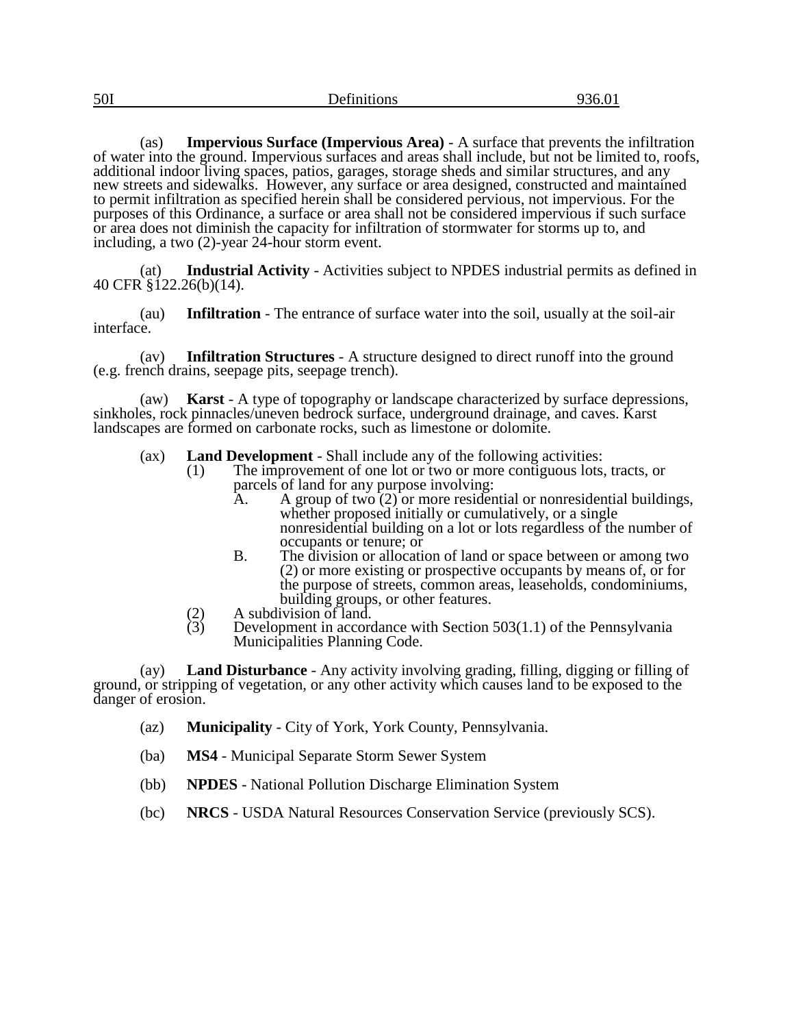(as) **Impervious Surface (Impervious Area)** - A surface that prevents the infiltration of water into the ground. Impervious surfaces and areas shall include, but not be limited to, roofs, additional indoor living spaces, patios, garages, storage sheds and similar structures, and any new streets and sidewalks. However, any surface or area designed, constructed and maintained to permit infiltration as specified herein shall be considered pervious, not impervious. For the purposes of this Ordinance, a surface or area shall not be considered impervious if such surface or area does not diminish the capacity for infiltration of stormwater for storms up to, and including, a two (2)-year 24-hour storm event.

(at) **Industrial Activity** - Activities subject to NPDES industrial permits as defined in 40 CFR §122.26(b)(14).

(au) **Infiltration** - The entrance of surface water into the soil, usually at the soil-air interface.

(av) **Infiltration Structures** - A structure designed to direct runoff into the ground (e.g. french drains, seepage pits, seepage trench).

(aw) **Karst** - A type of topography or landscape characterized by surface depressions, sinkholes, rock pinnacles/uneven bedrock surface, underground drainage, and caves. Karst landscapes are formed on carbonate rocks, such as limestone or dolomite.

(ax) **Land Development** - Shall include any of the following activities:

- (1) The improvement of one lot or two or more contiguous lots, tracts, or parcels of land for any purpose involving:
  - A. A group of two (2) or more residential or nonresidential buildings, whether proposed initially or cumulatively, or a single nonresidential building on a lot or lots regardless of the number of occupants or tenure; or
  - B. The division or allocation of land or space between or among two (2) or more existing or prospective occupants by means of, or for the purpose of streets, common areas, leaseholds, condominiums, building groups, or other features.
- (2) A subdivision of land.
- (3) Development in accordance with Section 503(1.1) of the Pennsylvania Municipalities Planning Code.

(ay) **Land Disturbance** - Any activity involving grading, filling, digging or filling of ground, or stripping of vegetation, or any other activity which causes land to be exposed to the danger of erosion.

(az) **Municipality** - City of York, York County, Pennsylvania.

(ba) **MS4** - Municipal Separate Storm Sewer System

(bb) **NPDES** - National Pollution Discharge Elimination System

(bc) **NRCS** - USDA Natural Resources Conservation Service (previously SCS).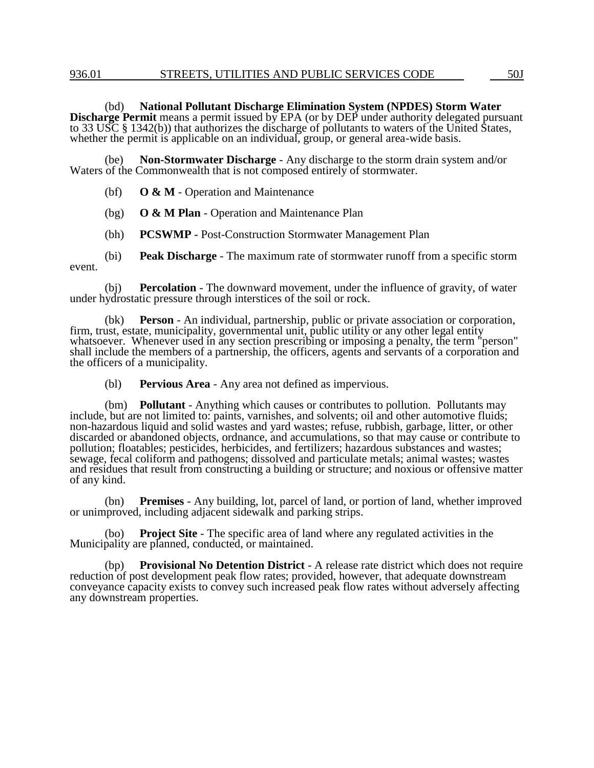(bd) **National Pollutant Discharge Elimination System (NPDES) Storm Water Discharge Permit** means a permit issued by EPA (or by DEP under authority delegated pursuant to 33 USC § 1342(b)) that authorizes the discharge of pollutants to waters of the United States, whether the permit is applicable on an individual, group, or general area-wide basis.

(be) **Non-Stormwater Discharge** - Any discharge to the storm drain system and/or Waters of the Commonwealth that is not composed entirely of stormwater.

(bf) **O & M** - Operation and Maintenance

(bg) **O & M Plan** - Operation and Maintenance Plan

(bh) **PCSWMP** - Post-Construction Stormwater Management Plan

(bi) **Peak Discharge** - The maximum rate of stormwater runoff from a specific storm event.

(bj) **Percolation** - The downward movement, under the influence of gravity, of water under hydrostatic pressure through interstices of the soil or rock.

(bk) **Person** - An individual, partnership, public or private association or corporation, firm, trust, estate, municipality, governmental unit, public utility or any other legal entity whatsoever. Whenever used in any section prescribing or imposing a penalty, the term "person" shall include the members of a partnership, the officers, agents and servants of a corporation and the officers of a municipality.

(bl) **Pervious Area** - Any area not defined as impervious.

(bm) **Pollutant** - Anything which causes or contributes to pollution. Pollutants may include, but are not limited to: paints, varnishes, and solvents; oil and other automotive fluids; non-hazardous liquid and solid wastes and yard wastes; refuse, rubbish, garbage, litter, or other discarded or abandoned objects, ordnance, and accumulations, so that may cause or contribute to pollution; floatables; pesticides, herbicides, and fertilizers; hazardous substances and wastes; sewage, fecal coliform and pathogens; dissolved and particulate metals; animal wastes; wastes and residues that result from constructing a building or structure; and noxious or offensive matter of any kind.

(bn) **Premises** - Any building, lot, parcel of land, or portion of land, whether improved or unimproved, including adjacent sidewalk and parking strips.

(bo) **Project Site** - The specific area of land where any regulated activities in the Municipality are planned, conducted, or maintained.

(bp) **Provisional No Detention District** - A release rate district which does not require reduction of post development peak flow rates; provided, however, that adequate downstream conveyance capacity exists to convey such increased peak flow rates without adversely affecting any downstream properties.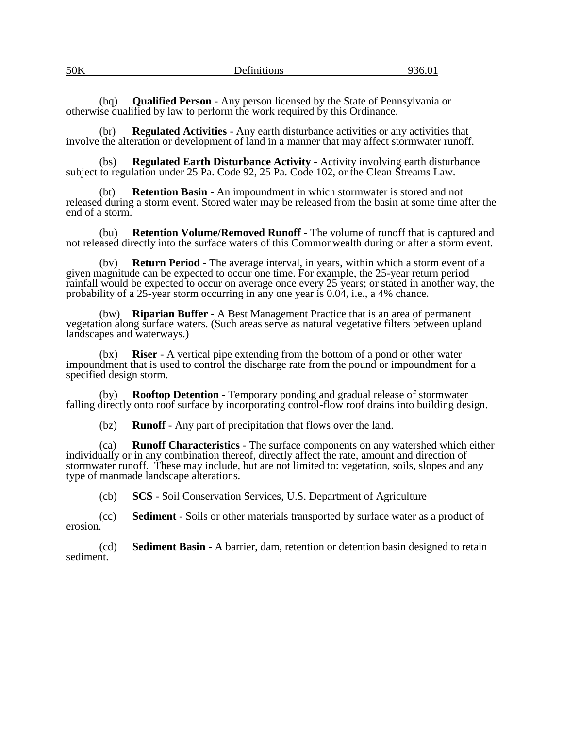(bq) **Qualified Person** - Any person licensed by the State of Pennsylvania or otherwise qualified by law to perform the work required by this Ordinance.

(br) **Regulated Activities** - Any earth disturbance activities or any activities that involve the alteration or development of land in a manner that may affect stormwater runoff.

(bs) **Regulated Earth Disturbance Activity** - Activity involving earth disturbance subject to regulation under 25 Pa. Code 92, 25 Pa. Code 102, or the Clean Streams Law.

(bt) **Retention Basin** - An impoundment in which stormwater is stored and not released during a storm event. Stored water may be released from the basin at some time after the end of a storm.

(bu) **Retention Volume/Removed Runoff** - The volume of runoff that is captured and not released directly into the surface waters of this Commonwealth during or after a storm event.

(bv) **Return Period** - The average interval, in years, within which a storm event of a given magnitude can be expected to occur one time. For example, the 25-year return period rainfall would be expected to occur on average once every 25 years; or stated in another way, the probability of a 25-year storm occurring in any one year is 0.04, i.e., a 4% chance.

(bw) **Riparian Buffer** - A Best Management Practice that is an area of permanent vegetation along surface waters. (Such areas serve as natural vegetative filters between upland landscapes and waterways.)

(bx) **Riser** - A vertical pipe extending from the bottom of a pond or other water impoundment that is used to control the discharge rate from the pound or impoundment for a specified design storm.

(by) **Rooftop Detention** - Temporary ponding and gradual release of stormwater falling directly onto roof surface by incorporating control-flow roof drains into building design.

(bz) **Runoff** - Any part of precipitation that flows over the land.

(ca) **Runoff Characteristics** - The surface components on any watershed which either individually or in any combination thereof, directly affect the rate, amount and direction of stormwater runoff. These may include, but are not limited to: vegetation, soils, slopes and any type of manmade landscape alterations.

(cb) **SCS** - Soil Conservation Services, U.S. Department of Agriculture

(cc) **Sediment** - Soils or other materials transported by surface water as a product of erosion.

(cd) **Sediment Basin** - A barrier, dam, retention or detention basin designed to retain sediment.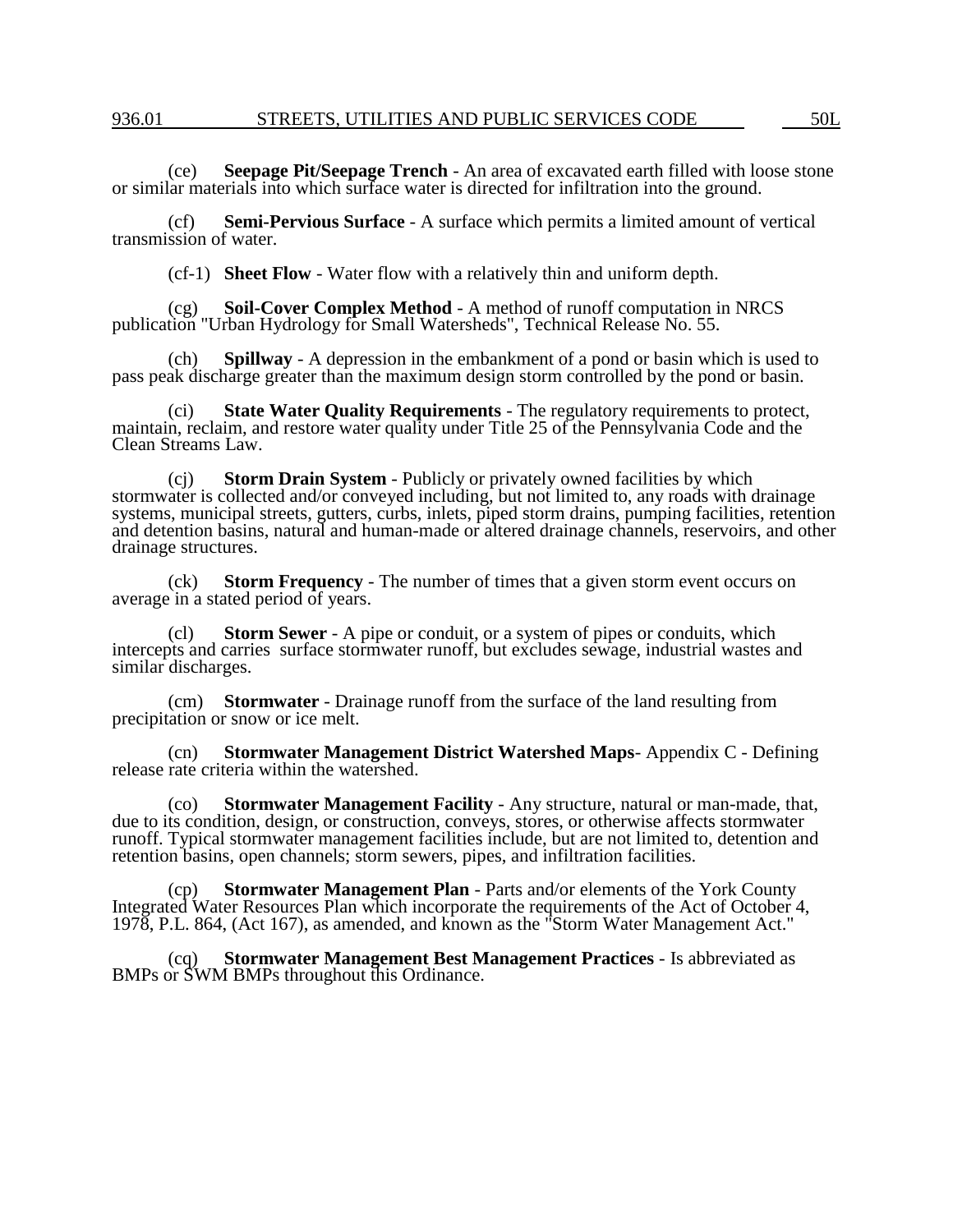(ce) **Seepage Pit/Seepage Trench** - An area of excavated earth filled with loose stone or similar materials into which surface water is directed for infiltration into the ground.

(cf) **Semi-Pervious Surface** - A surface which permits a limited amount of vertical transmission of water.

(cf-1) **Sheet Flow** - Water flow with a relatively thin and uniform depth.

(cg) **Soil-Cover Complex Method** - A method of runoff computation in NRCS publication "Urban Hydrology for Small Watersheds", Technical Release No. 55.

(ch) **Spillway** - A depression in the embankment of a pond or basin which is used to pass peak discharge greater than the maximum design storm controlled by the pond or basin.

(ci) **State Water Quality Requirements** - The regulatory requirements to protect, maintain, reclaim, and restore water quality under Title 25 of the Pennsylvania Code and the Clean Streams Law.

(cj) **Storm Drain System** - Publicly or privately owned facilities by which stormwater is collected and/or conveyed including, but not limited to, any roads with drainage systems, municipal streets, gutters, curbs, inlets, piped storm drains, pumping facilities, retention and detention basins, natural and human-made or altered drainage channels, reservoirs, and other drainage structures.

(ck) **Storm Frequency** - The number of times that a given storm event occurs on average in a stated period of years.

(cl) **Storm Sewer** - A pipe or conduit, or a system of pipes or conduits, which intercepts and carries surface stormwater runoff, but excludes sewage, industrial wastes and similar discharges.

(cm) **Stormwater** - Drainage runoff from the surface of the land resulting from precipitation or snow or ice melt.

(cn) **Stormwater Management District Watershed Maps**- Appendix C - Defining release rate criteria within the watershed.

(co) **Stormwater Management Facility** - Any structure, natural or man-made, that, due to its condition, design, or construction, conveys, stores, or otherwise affects stormwater runoff. Typical stormwater management facilities include, but are not limited to, detention and retention basins, open channels; storm sewers, pipes, and infiltration facilities.

(cp) **Stormwater Management Plan** - Parts and/or elements of the York County Integrated Water Resources Plan which incorporate the requirements of the Act of October 4, 1978, P.L. 864, (Act 167), as amended, and known as the "Storm Water Management Act."

(cq) **Stormwater Management Best Management Practices** - Is abbreviated as BMPs or SWM BMPs throughout this Ordinance.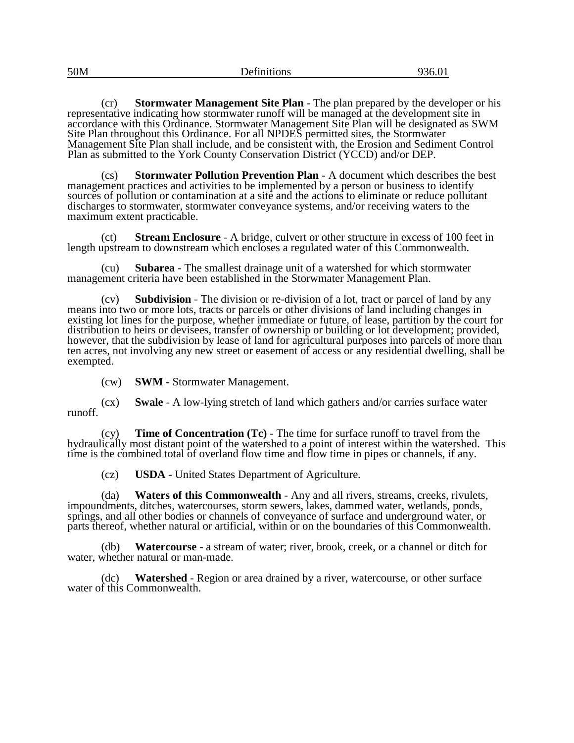(cr) **Stormwater Management Site Plan** - The plan prepared by the developer or his representative indicating how stormwater runoff will be managed at the development site in accordance with this Ordinance. Stormwater Management Site Plan will be designated as SWM Site Plan throughout this Ordinance. For all NPDES permitted sites, the Stormwater Management Site Plan shall include, and be consistent with, the Erosion and Sediment Control Plan as submitted to the York County Conservation District (YCCD) and/or DEP.

(cs) **Stormwater Pollution Prevention Plan** - A document which describes the best management practices and activities to be implemented by a person or business to identify sources of pollution or contamination at a site and the actions to eliminate or reduce pollutant discharges to stormwater, stormwater conveyance systems, and/or receiving waters to the maximum extent practicable.

(ct) **Stream Enclosure** - A bridge, culvert or other structure in excess of 100 feet in length upstream to downstream which encloses a regulated water of this Commonwealth.

(cu) **Subarea** - The smallest drainage unit of a watershed for which stormwater management criteria have been established in the Storwmater Management Plan.

(cv) **Subdivision** - The division or re-division of a lot, tract or parcel of land by any means into two or more lots, tracts or parcels or other divisions of land including changes in existing lot lines for the purpose, whether immediate or future, of lease, partition by the court for distribution to heirs or devisees, transfer of ownership or building or lot development; provided, however, that the subdivision by lease of land for agricultural purposes into parcels of more than ten acres, not involving any new street or easement of access or any residential dwelling, shall be exempted.

(cw) **SWM** - Stormwater Management.

(cx) **Swale** - A low-lying stretch of land which gathers and/or carries surface water runoff.

(cy) **Time of Concentration (Tc)** - The time for surface runoff to travel from the hydraulically most distant point of the watershed to a point of interest within the watershed. This time is the combined total of overland flow time and flow time in pipes or channels, if any.

(cz) **USDA** - United States Department of Agriculture.

(da) **Waters of this Commonwealth** - Any and all rivers, streams, creeks, rivulets, impoundments, ditches, watercourses, storm sewers, lakes, dammed water, wetlands, ponds, springs, and all other bodies or channels of conveyance of surface and underground water, or parts thereof, whether natural or artificial, within or on the boundaries of this Commonwealth.

(db) **Watercourse** - a stream of water; river, brook, creek, or a channel or ditch for water, whether natural or man-made.

(dc) **Watershed** - Region or area drained by a river, watercourse, or other surface water of this Commonwealth.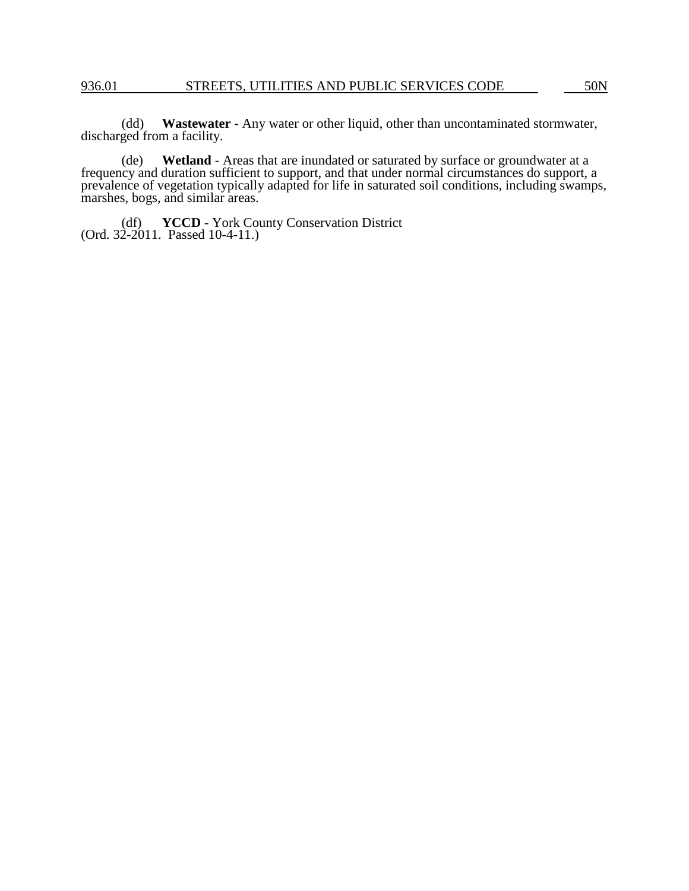(dd) **Wastewater** - Any water or other liquid, other than uncontaminated stormwater, discharged from a facility.

(de) **Wetland** - Areas that are inundated or saturated by surface or groundwater at a frequency and duration sufficient to support, and that under normal circumstances do support, a prevalence of vegetation typically adapted for life in saturated soil conditions, including swamps, marshes, bogs, and similar areas.

(df) **YCCD** - York County Conservation District
(Ord. 32-2011. Passed 10-4-11.)